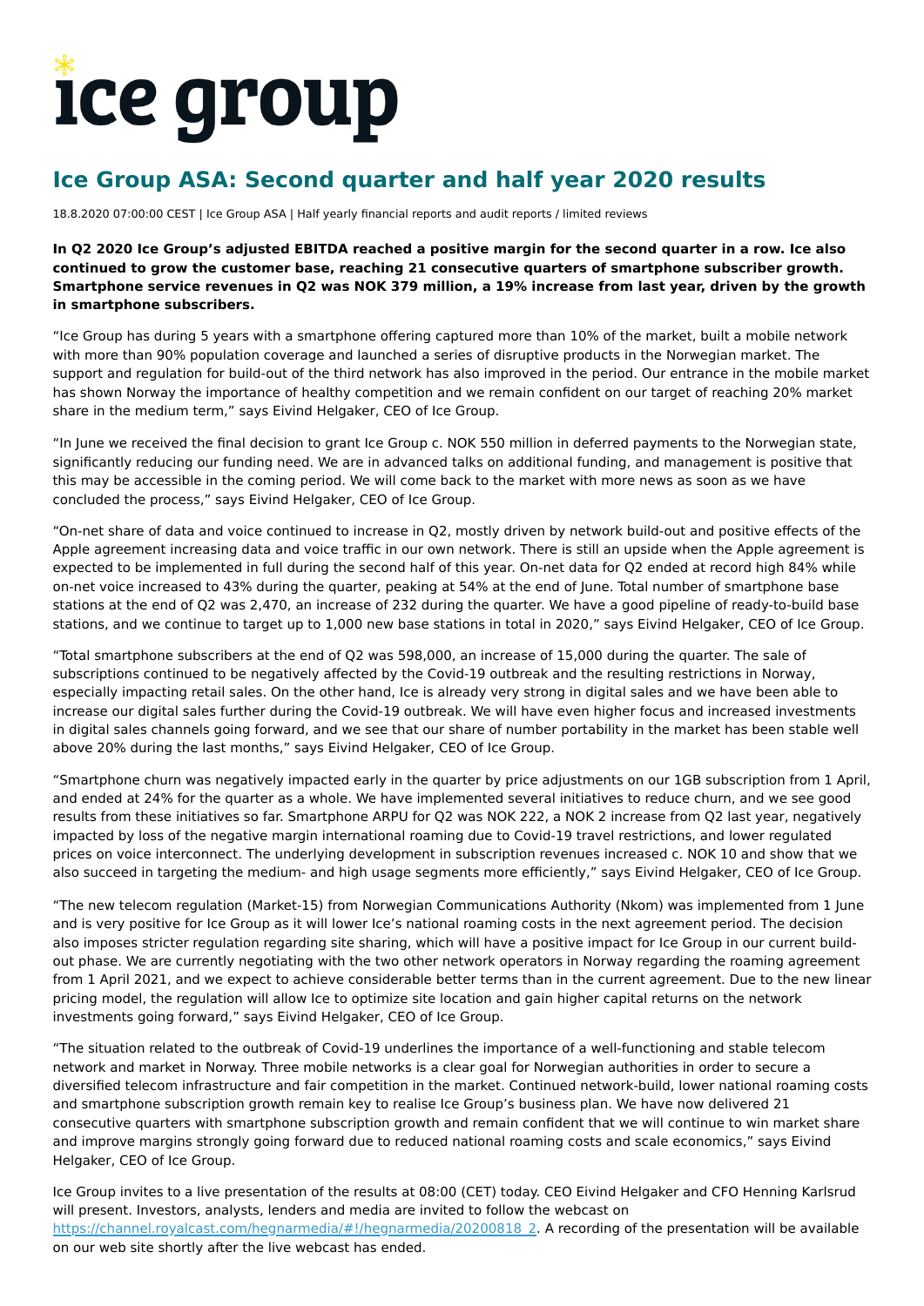# ice group

## Ice Group ASA: Second quarter and half year 2020 results

18.8.2020 07:00:00 CEST | Ice Group ASA | Half yearly financial reports and audit reports / limited reviews

**In Q2 2020 Ice Group's adjusted EBITDA reached a positive margin for the second quarter in a row. Ice also continued to grow the customer base, reaching 21 consecutive quarters of smartphone subscriber growth. Smartphone service revenues in Q2 was NOK 379 million, a 19% increase from last year, driven by the growth in smartphone subscribers.**

"Ice Group has during 5 years with a smartphone offering captured more than 10% of the market, built a mobile network with more than 90% population coverage and launched a series of disruptive products in the Norwegian market. The support and regulation for build-out of the third network has also improved in the period. Our entrance in the mobile market has shown Norway the importance of healthy competition and we remain confident on our target of reaching 20% market share in the medium term," says Eivind Helgaker, CEO of Ice Group.

"In June we received the final decision to grant Ice Group c. NOK 550 million in deferred payments to the Norwegian state, significantly reducing our funding need. We are in advanced talks on additional funding, and management is positive that this may be accessible in the coming period. We will come back to the market with more news as soon as we have concluded the process," says Eivind Helgaker, CEO of Ice Group.

"On-net share of data and voice continued to increase in Q2, mostly driven by network build-out and positive effects of the Apple agreement increasing data and voice traffic in our own network. There is still an upside when the Apple agreement is expected to be implemented in full during the second half of this year. On-net data for Q2 ended at record high 84% while on-net voice increased to 43% during the quarter, peaking at 54% at the end of June. Total number of smartphone base stations at the end of Q2 was 2,470, an increase of 232 during the quarter. We have a good pipeline of ready-to-build base stations, and we continue to target up to 1,000 new base stations in total in 2020," says Eivind Helgaker, CEO of Ice Group.

"Total smartphone subscribers at the end of Q2 was 598,000, an increase of 15,000 during the quarter. The sale of subscriptions continued to be negatively affected by the Covid-19 outbreak and the resulting restrictions in Norway, especially impacting retail sales. On the other hand, Ice is already very strong in digital sales and we have been able to increase our digital sales further during the Covid-19 outbreak. We will have even higher focus and increased investments in digital sales channels going forward, and we see that our share of number portability in the market has been stable well above 20% during the last months," says Eivind Helgaker, CEO of Ice Group.

"Smartphone churn was negatively impacted early in the quarter by price adjustments on our 1GB subscription from 1 April, and ended at 24% for the quarter as a whole. We have implemented several initiatives to reduce churn, and we see good results from these initiatives so far. Smartphone ARPU for Q2 was NOK 222, a NOK 2 increase from Q2 last year, negatively impacted by loss of the negative margin international roaming due to Covid-19 travel restrictions, and lower regulated prices on voice interconnect. The underlying development in subscription revenues increased c. NOK 10 and show that we also succeed in targeting the medium- and high usage segments more efficiently," says Eivind Helgaker, CEO of Ice Group.

"The new telecom regulation (Market-15) from Norwegian Communications Authority (Nkom) was implemented from 1 June and is very positive for Ice Group as it will lower Ice's national roaming costs in the next agreement period. The decision also imposes stricter regulation regarding site sharing, which will have a positive impact for Ice Group in our current build-out phase. We are currently negotiating with the two other network operators in Norway regarding the roaming agreement from 1 April 2021, and we expect to achieve considerable better terms than in the current agreement. Due to the new linear pricing model, the regulation will allow Ice to optimize site location and gain higher capital returns on the network investments going forward," says Eivind Helgaker, CEO of Ice Group.

"The situation related to the outbreak of Covid-19 underlines the importance of a well-functioning and stable telecom network and market in Norway. Three mobile networks is a clear goal for Norwegian authorities in order to secure a diversified telecom infrastructure and fair competition in the market. Continued network-build, lower national roaming costs and smartphone subscription growth remain key to realise Ice Group's business plan. We have now delivered 21 consecutive quarters with smartphone subscription growth and remain confident that we will continue to win market share and improve margins strongly going forward due to reduced national roaming costs and scale economics," says Eivind Helgaker, CEO of Ice Group.

Ice Group invites to a live presentation of the results at 08:00 (CET) today. CEO Eivind Helgaker and CFO Henning Karlsrud will present. Investors, analysts, lenders and media are invited to follow the webcast on https://channel.royalcast.com/hegnarmedia/#!/hegnarmedia/20200818_2. A recording of the presentation will be available on our web site shortly after the live webcast has ended.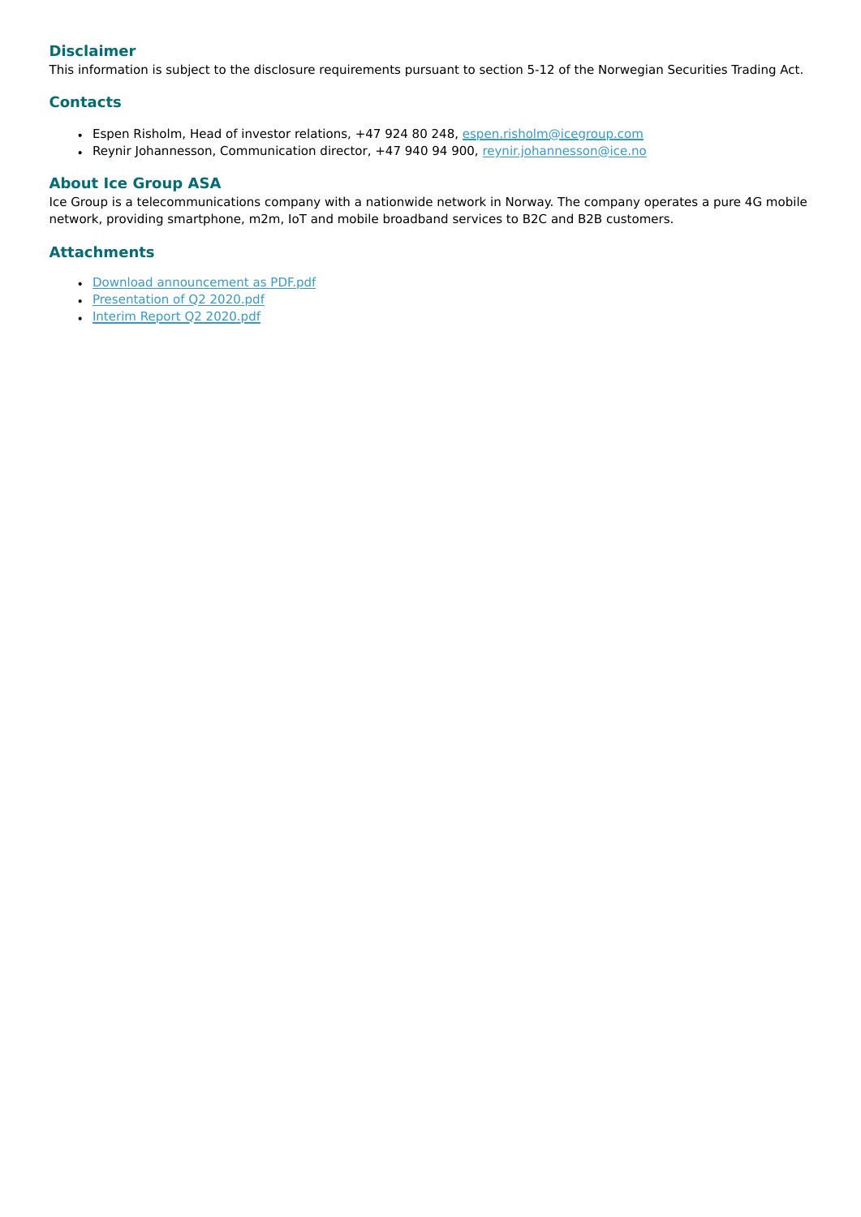### Disclaimer

This information is subject to the disclosure requirements pursuant to section 5-12 of the Norwegian Securities Trading Act.

### Contacts

- Espen Risholm, Head of investor relations, +47 924 80 248, espen.risholm@icegroup.com
- Reynir Johannesson, Communication director, +47 940 94 900, reynir.johannesson@ice.no

### About Ice Group ASA

Ice Group is a telecommunications company with a nationwide network in Norway. The company operates a pure 4G mobile network, providing smartphone, m2m, IoT and mobile broadband services to B2C and B2B customers.

### Attachments

- Download announcement as PDF.pdf
- Presentation of Q2 2020.pdf
- Interim Report Q2 2020.pdf